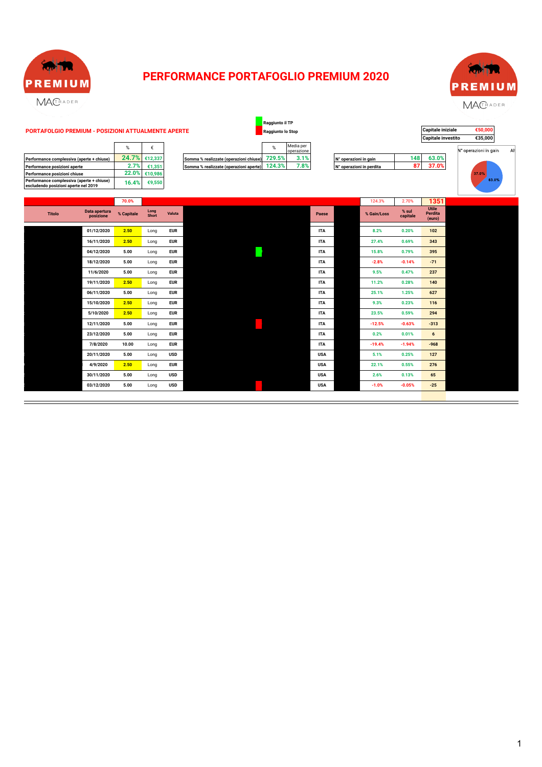# PERFORMANCE PORTAFOGLIO PREMIUM 2020

## PORTAFOLGIO PREMIUM - POSIZIONI ATTUALMENTE APERTE

Raggiunto il TP
Raggiunto lo Stop

| Capitale iniziale | €50,000 |
|---|---|
| Capitale investito | €35,000 |

| | % | € |
|---|---|---|
| Performance complessiva (aperte + chiuse) | 24.7% | €12,337 |
| Performance posizioni aperte | 2.7% | €1,351 |
| Performance posizioni chiuse | 22.0% | €10,986 |
| Performance complessiva (aperte + chiuse) escludendo posizioni aperte nel 2019 | 16.4% | €9,550 |

| | % | Media per operazione |
|---|---|---|
| Somma % realizzate (operazioni chiuse) | 729.5% | 3.1% |
| Somma % realizzate (operazioni aperte) | 124.3% | 7.8% |

| | | |
|---|---|---|
| N° operazioni in gain | 148 | 63.0% |
| N° operazioni in perdita | 87 | 37.0% |

N° operazioni in gain: 63.0% / 37.0%

| Titolo | Data apertura posizione | % Capitale | Long Short | Valuta | Paese | % Gain/Loss | % sul capitale | Utile Perdita (euro) |
|---|---|---|---|---|---|---|---|---|
| | | 70.0% | | | | 124.3% | 2.70% | 1351 |
| | 01/12/2020 | 2.50 | Long | EUR | ITA | 8.2% | 0.20% | 102 |
| | 16/11/2020 | 2.50 | Long | EUR | ITA | 27.4% | 0.69% | 343 |
| | 04/12/2020 | 5.00 | Long | EUR | ITA | 15.8% | 0.79% | 395 |
| | 18/12/2020 | 5.00 | Long | EUR | ITA | -2.8% | -0.14% | -71 |
| | 11/6/2020 | 5.00 | Long | EUR | ITA | 9.5% | 0.47% | 237 |
| | 19/11/2020 | 2.50 | Long | EUR | ITA | 11.2% | 0.28% | 140 |
| | 06/11/2020 | 5.00 | Long | EUR | ITA | 25.1% | 1.25% | 627 |
| | 15/10/2020 | 2.50 | Long | EUR | ITA | 9.3% | 0.23% | 116 |
| | 5/10/2020 | 2.50 | Long | EUR | ITA | 23.5% | 0.59% | 294 |
| | 12/11/2020 | 5.00 | Long | EUR | ITA | -12.5% | -0.63% | -313 |
| | 23/12/2020 | 5.00 | Long | EUR | ITA | 0.2% | 0.01% | 6 |
| | 7/8/2020 | 10.00 | Long | EUR | ITA | -19.4% | -1.94% | -968 |
| | 20/11/2020 | 5.00 | Long | USD | USA | 5.1% | 0.25% | 127 |
| | 4/9/2020 | 2.50 | Long | EUR | USA | 22.1% | 0.55% | 276 |
| | 30/11/2020 | 5.00 | Long | USD | USA | 2.6% | 0.13% | 65 |
| | 03/12/2020 | 5.00 | Long | USD | USA | -1.0% | -0.05% | -25 |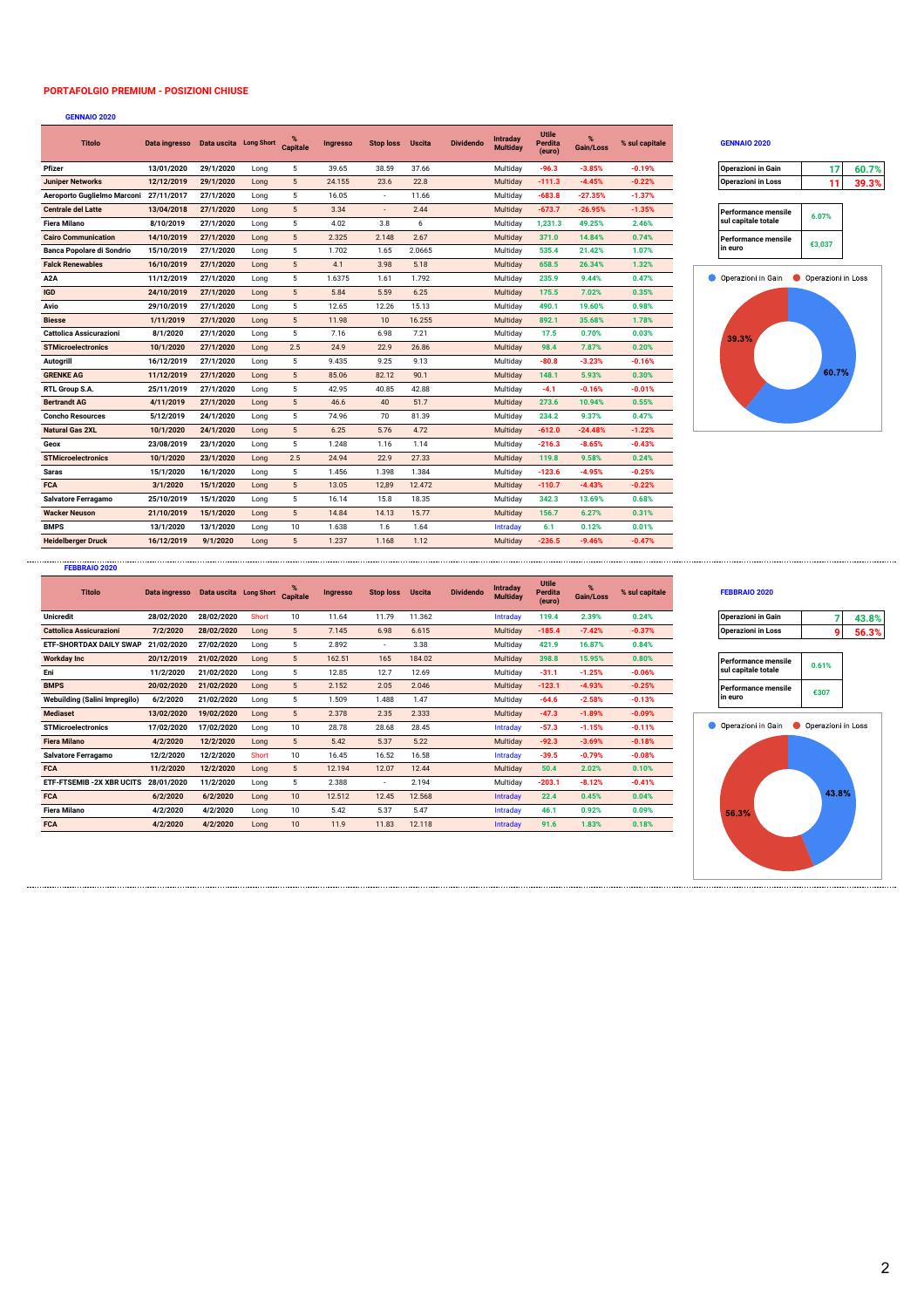## PORTAFOLGIO PREMIUM - POSIZIONI CHIUSE

### GENNAIO 2020

| Titolo | Data ingresso | Data uscita | Long Short | % Capitale | Ingresso | Stop loss | Uscita | Dividendo | Intraday Multiday | Utile Perdita (euro) | % Gain/Loss | % sul capitale |
|---|---|---|---|---|---|---|---|---|---|---|---|---|
| Pfizer | 13/01/2020 | 29/1/2020 | Long | 5 | 39.65 | 38.59 | 37.66 | | Multiday | -96.3 | -3.85% | -0.19% |
| Juniper Networks | 12/12/2019 | 29/1/2020 | Long | 5 | 24.155 | 23.6 | 22.8 | | Multiday | -111.3 | -4.45% | -0.22% |
| Aeroporto Guglielmo Marconi | 27/11/2017 | 27/1/2020 | Long | 5 | 16.05 | - | 11.66 | | Multiday | -683.8 | -27.35% | -1.37% |
| Centrale del Latte | 13/04/2018 | 27/1/2020 | Long | 5 | 3.34 | - | 2.44 | | Multiday | -673.7 | -26.95% | -1.35% |
| Fiera Milano | 8/10/2019 | 27/1/2020 | Long | 5 | 4.02 | 3.8 | 6 | | Multiday | 1,231.3 | 49.25% | 2.46% |
| Cairo Communication | 14/10/2019 | 27/1/2020 | Long | 5 | 2.325 | 2.148 | 2.67 | | Multiday | 371.0 | 14.84% | 0.74% |
| Banca Popolare di Sondrio | 15/10/2019 | 27/1/2020 | Long | 5 | 1.702 | 1.65 | 2.0665 | | Multiday | 535.4 | 21.42% | 1.07% |
| Falck Renewables | 16/10/2019 | 27/1/2020 | Long | 5 | 4.1 | 3.98 | 5.18 | | Multiday | 658.5 | 26.34% | 1.32% |
| A2A | 11/12/2019 | 27/1/2020 | Long | 5 | 1.6375 | 1.61 | 1.792 | | Multiday | 235.9 | 9.44% | 0.47% |
| IGD | 24/10/2019 | 27/1/2020 | Long | 5 | 5.84 | 5.59 | 6.25 | | Multiday | 175.5 | 7.02% | 0.35% |
| Avio | 29/10/2019 | 27/1/2020 | Long | 5 | 12.65 | 12.26 | 15.13 | | Multiday | 490.1 | 19.60% | 0.98% |
| Biesse | 1/11/2019 | 27/1/2020 | Long | 5 | 11.98 | 10 | 16.255 | | Multiday | 892.1 | 35.68% | 1.78% |
| Cattolica Assicurazioni | 8/1/2020 | 27/1/2020 | Long | 5 | 7.16 | 6.98 | 7.21 | | Multiday | 17.5 | 0.70% | 0.03% |
| STMicroelectronics | 10/1/2020 | 27/1/2020 | Long | 2.5 | 24.9 | 22.9 | 26.86 | | Multiday | 98.4 | 7.87% | 0.20% |
| Autogrill | 16/12/2019 | 27/1/2020 | Long | 5 | 9.435 | 9.25 | 9.13 | | Multiday | -80.8 | -3.23% | -0.16% |
| GRENKE AG | 11/12/2019 | 27/1/2020 | Long | 5 | 85.06 | 82.12 | 90.1 | | Multiday | 148.1 | 5.93% | 0.30% |
| RTL Group S.A. | 25/11/2019 | 27/1/2020 | Long | 5 | 42.95 | 40.85 | 42.88 | | Multiday | -4.1 | -0.16% | -0.01% |
| Bertrandt AG | 4/11/2019 | 27/1/2020 | Long | 5 | 46.6 | 40 | 51.7 | | Multiday | 273.6 | 10.94% | 0.55% |
| Concho Resources | 5/12/2019 | 24/1/2020 | Long | 5 | 74.96 | 70 | 81.39 | | Multiday | 234.2 | 9.37% | 0.47% |
| Natural Gas 2XL | 10/1/2020 | 24/1/2020 | Long | 5 | 6.25 | 5.76 | 4.72 | | Multiday | -612.0 | -24.48% | -1.22% |
| Geox | 23/08/2019 | 23/1/2020 | Long | 5 | 1.248 | 1.16 | 1.14 | | Multiday | -216.3 | -8.65% | -0.43% |
| STMicroelectronics | 10/1/2020 | 23/1/2020 | Long | 2.5 | 24.94 | 22.9 | 27.33 | | Multiday | 119.8 | 9.58% | 0.24% |
| Saras | 15/1/2020 | 16/1/2020 | Long | 5 | 1.456 | 1.398 | 1.384 | | Multiday | -123.6 | -4.95% | -0.25% |
| FCA | 3/1/2020 | 15/1/2020 | Long | 5 | 13.05 | 12,89 | 12.472 | | Multiday | -110.7 | -4.43% | -0.22% |
| Salvatore Ferragamo | 25/10/2019 | 15/1/2020 | Long | 5 | 16.14 | 15.8 | 18.35 | | Multiday | 342.3 | 13.69% | 0.68% |
| Wacker Neuson | 21/10/2019 | 15/1/2020 | Long | 5 | 14.84 | 14.13 | 15.77 | | Multiday | 156.7 | 6.27% | 0.31% |
| BMPS | 13/1/2020 | 13/1/2020 | Long | 10 | 1.638 | 1.6 | 1.64 | | Intraday | 6.1 | 0.12% | 0.01% |
| Heidelberger Druck | 16/12/2019 | 9/1/2020 | Long | 5 | 1.237 | 1.168 | 1.12 | | Multiday | -236.5 | -9.46% | -0.47% |

**GENNAIO 2020**

| | | |
|---|---|---|
| Operazioni in Gain | 17 | 60.7% |
| Operazioni in Loss | 11 | 39.3% |

| | |
|---|---|
| Performance mensile sul capitale totale | 6.07% |
| Performance mensile in euro | €3,037 |

Operazioni in Gain: 60.7% — Operazioni in Loss: 39.3%

### FEBBRAIO 2020

| Titolo | Data ingresso | Data uscita | Long Short | % Capitale | Ingresso | Stop loss | Uscita | Dividendo | Intraday Multiday | Utile Perdita (euro) | % Gain/Loss | % sul capitale |
|---|---|---|---|---|---|---|---|---|---|---|---|---|
| Unicredit | 28/02/2020 | 28/02/2020 | Short | 10 | 11.64 | 11.79 | 11.362 | | Intraday | 119.4 | 2.39% | 0.24% |
| Cattolica Assicurazioni | 7/2/2020 | 28/02/2020 | Long | 5 | 7.145 | 6.98 | 6.615 | | Multiday | -185.4 | -7.42% | -0.37% |
| ETF-SHORTDAX DAILY SWAP | 21/02/2020 | 27/02/2020 | Long | 5 | 2.892 | - | 3.38 | | Multiday | 421.9 | 16.87% | 0.84% |
| Workday Inc | 20/12/2019 | 21/02/2020 | Long | 5 | 162.51 | 165 | 184.02 | | Multiday | 398.8 | 15.95% | 0.80% |
| Eni | 11/2/2020 | 21/02/2020 | Long | 5 | 12.85 | 12.7 | 12.69 | | Multiday | -31.1 | -1.25% | -0.06% |
| BMPS | 20/02/2020 | 21/02/2020 | Long | 5 | 2.152 | 2.05 | 2.046 | | Multiday | -123.1 | -4.93% | -0.25% |
| Webuilding (Salini Impregilo) | 6/2/2020 | 21/02/2020 | Long | 5 | 1.509 | 1.488 | 1.47 | | Multiday | -64.6 | -2.58% | -0.13% |
| Mediaset | 13/02/2020 | 19/02/2020 | Long | 5 | 2.378 | 2.35 | 2.333 | | Multiday | -47.3 | -1.89% | -0.09% |
| STMicroelectronics | 17/02/2020 | 17/02/2020 | Long | 10 | 28.78 | 28.68 | 28.45 | | Intraday | -57.3 | -1.15% | -0.11% |
| Fiera Milano | 4/2/2020 | 12/2/2020 | Long | 5 | 5.42 | 5.37 | 5.22 | | Multiday | -92.3 | -3.69% | -0.18% |
| Salvatore Ferragamo | 12/2/2020 | 12/2/2020 | Short | 10 | 16.45 | 16.52 | 16.58 | | Intraday | -39.5 | -0.79% | -0.08% |
| FCA | 11/2/2020 | 12/2/2020 | Long | 5 | 12.194 | 12.07 | 12.44 | | Multiday | 50.4 | 2.02% | 0.10% |
| ETF-FTSEMIB -2X XBR UCITS | 28/01/2020 | 11/2/2020 | Long | 5 | 2.388 | - | 2.194 | | Multiday | -203.1 | -8.12% | -0.41% |
| FCA | 6/2/2020 | 6/2/2020 | Long | 10 | 12.512 | 12.45 | 12.568 | | Intraday | 22.4 | 0.45% | 0.04% |
| Fiera Milano | 4/2/2020 | 4/2/2020 | Long | 10 | 5.42 | 5.37 | 5.47 | | Intraday | 46.1 | 0.92% | 0.09% |
| FCA | 4/2/2020 | 4/2/2020 | Long | 10 | 11.9 | 11.83 | 12.118 | | Intraday | 91.6 | 1.83% | 0.18% |

**FEBBRAIO 2020**

| | | |
|---|---|---|
| Operazioni in Gain | 7 | 43.8% |
| Operazioni in Loss | 9 | 56.3% |

| | |
|---|---|
| Performance mensile sul capitale totale | 0.61% |
| Performance mensile in euro | €307 |

Operazioni in Gain: 43.8% — Operazioni in Loss: 56.3%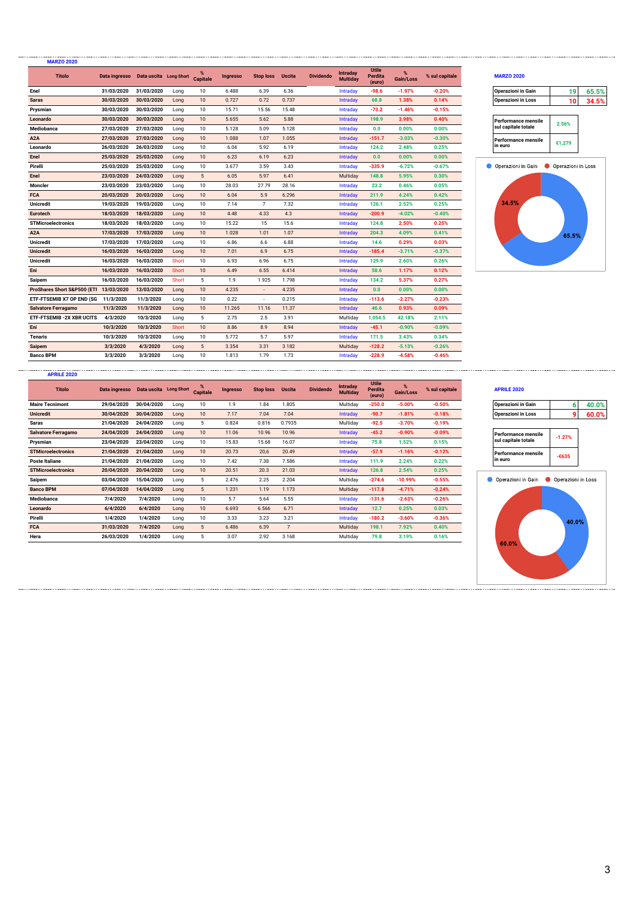## MARZO 2020

| Titolo | Data ingresso | Data uscita | Long Short | % Capitale | Ingresso | Stop loss | Uscita | Dividendo | Intraday Multiday | Utile Perdita (euro) | % Gain/Loss | % sul capitale |
|---|---|---|---|---|---|---|---|---|---|---|---|---|
| Enel | 31/03/2020 | 31/03/2020 | Long | 10 | 6.488 | 6.39 | 6.36 | | Intraday | -98.6 | -1.97% | -0.20% |
| Saras | 30/03/2020 | 30/03/2020 | Long | 10 | 0.727 | 0.72 | 0.737 | | Intraday | 68.8 | 1.38% | 0.14% |
| Prysmian | 30/03/2020 | 30/03/2020 | Long | 10 | 15.71 | 15.56 | 15.48 | | Intraday | -73.2 | -1.46% | -0.15% |
| Leonardo | 30/03/2020 | 30/03/2020 | Long | 10 | 5.655 | 5.62 | 5.88 | | Intraday | 198.9 | 3.98% | 0.40% |
| Mediobanca | 27/03/2020 | 27/03/2020 | Long | 10 | 5.128 | 5.09 | 5.128 | | Intraday | 0.0 | 0.00% | 0.00% |
| A2A | 27/03/2020 | 27/03/2020 | Long | 10 | 1.088 | 1.07 | 1.055 | | Intraday | -151.7 | -3.03% | -0.30% |
| Leonardo | 26/03/2020 | 26/03/2020 | Long | 10 | 6.04 | 5.92 | 6.19 | | Intraday | 124.2 | 2.48% | 0.25% |
| Enel | 25/03/2020 | 25/03/2020 | Long | 10 | 6.23 | 6.19 | 6.23 | | Intraday | 0.0 | 0.00% | 0.00% |
| Pirelli | 25/03/2020 | 25/03/2020 | Long | 10 | 3.677 | 3.59 | 3.43 | | Intraday | -335.9 | -6.72% | -0.67% |
| Enel | 23/03/2020 | 24/03/2020 | Long | 5 | 6.05 | 5.97 | 6.41 | | Multiday | 148.8 | 5.95% | 0.30% |
| Moncler | 23/03/2020 | 23/03/2020 | Long | 10 | 28.03 | 27.79 | 28.16 | | Intraday | 23.2 | 0.46% | 0.05% |
| FCA | 20/03/2020 | 20/03/2020 | Long | 10 | 6.04 | 5.9 | 6.296 | | Intraday | 211.9 | 4.24% | 0.42% |
| Unicredit | 19/03/2020 | 19/03/2020 | Long | 10 | 7.14 | 7 | 7.32 | | Intraday | 126.1 | 2.52% | 0.25% |
| Eurotech | 18/03/2020 | 18/03/2020 | Long | 10 | 4.48 | 4.33 | 4.3 | | Intraday | -200.9 | -4.02% | -0.40% |
| STMicroelectronics | 18/03/2020 | 18/03/2020 | Long | 10 | 15.22 | 15 | 15.6 | | Intraday | 124.8 | 2.50% | 0.25% |
| A2A | 17/03/2020 | 17/03/2020 | Long | 10 | 1.028 | 1.01 | 1.07 | | Intraday | 204.3 | 4.09% | 0.41% |
| Unicredit | 17/03/2020 | 17/03/2020 | Long | 10 | 6.86 | 6.6 | 6.88 | | Intraday | 14.6 | 0.29% | 0.03% |
| Unicredit | 16/03/2020 | 16/03/2020 | Long | 10 | 7.01 | 6.9 | 6.75 | | Intraday | -185.4 | -3.71% | -0.37% |
| Unicredit | 16/03/2020 | 16/03/2020 | Short | 10 | 6.93 | 6.96 | 6.75 | | Intraday | 129.9 | 2.60% | 0.26% |
| Eni | 16/03/2020 | 16/03/2020 | Short | 10 | 6.49 | 6.55 | 6.414 | | Intraday | 58.6 | 1.17% | 0.12% |
| Saipem | 16/03/2020 | 16/03/2020 | Short | 5 | 1.9 | 1.925 | 1.798 | | Intraday | 134.2 | 5.37% | 0.27% |
| ProShares Short S&P500 (ETI | 13/03/2020 | 13/03/2020 | Long | 10 | 4.235 | - | 4.235 | | Intraday | 0.0 | 0.00% | 0.00% |
| ETF-FTSEMIB X7 OP END (SG | 11/3/2020 | 11/3/2020 | Long | 10 | 0.22 | - | 0.215 | | Intraday | -113.6 | -2.27% | -0.23% |
| Salvatore Ferragamo | 11/3/2020 | 11/3/2020 | Long | 10 | 11.265 | 11.16 | 11.37 | | Intraday | 46.6 | 0.93% | 0.09% |
| ETF-FTSEMIB -2X XBR UCITS | 4/3/2020 | 10/3/2020 | Long | 5 | 2.75 | 2.5 | 3.91 | | Multiday | 1,054.5 | 42.18% | 2.11% |
| Eni | 10/3/2020 | 10/3/2020 | Short | 10 | 8.86 | 8.9 | 8.94 | | Intraday | -45.1 | -0.90% | -0.09% |
| Tenaris | 10/3/2020 | 10/3/2020 | Long | 10 | 5.772 | 5.7 | 5.97 | | Intraday | 171.5 | 3.43% | 0.34% |
| Saipem | 3/3/2020 | 4/3/2020 | Long | 5 | 3.354 | 3.31 | 3.182 | | Multiday | -128.2 | -5.13% | -0.26% |
| Banco BPM | 3/3/2020 | 3/3/2020 | Long | 10 | 1.813 | 1.79 | 1.73 | | Intraday | -228.9 | -4.58% | -0.46% |

**MARZO 2020**

| | | |
|---|---|---|
| Operazioni in Gain | 19 | 65.5% |
| Operazioni in Loss | 10 | 34.5% |

| | |
|---|---|
| Performance mensile sul capitale totale | 2.56% |
| Performance mensile in euro | €1,279 |

Operazioni in Gain: 65.5% — Operazioni in Loss: 34.5%

## APRILE 2020

| Titolo | Data ingresso | Data uscita | Long Short | % Capitale | Ingresso | Stop loss | Uscita | Dividendo | Intraday Multiday | Utile Perdita (euro) | % Gain/Loss | % sul capitale |
|---|---|---|---|---|---|---|---|---|---|---|---|---|
| Maire Tecnimont | 29/04/2020 | 30/04/2020 | Long | 10 | 1.9 | 1.84 | 1.805 | | Multiday | -250.0 | -5.00% | -0.50% |
| Unicredit | 30/04/2020 | 30/04/2020 | Long | 10 | 7.17 | 7.04 | 7.04 | | Intraday | -90.7 | -1.81% | -0.18% |
| Saras | 21/04/2020 | 24/04/2020 | Long | 5 | 0.824 | 0.816 | 0.7935 | | Multiday | -92.5 | -3.70% | -0.19% |
| Salvatore Ferragamo | 24/04/2020 | 24/04/2020 | Long | 10 | 11.06 | 10.96 | 10.96 | | Intraday | -45.2 | -0.90% | -0.09% |
| Prysmian | 23/04/2020 | 23/04/2020 | Long | 10 | 15.83 | 15.68 | 16.07 | | Intraday | 75.8 | 1.52% | 0.15% |
| STMicroelectronics | 21/04/2020 | 21/04/2020 | Long | 10 | 20.73 | 20.6 | 20.49 | | Intraday | -57.9 | -1.16% | -0.12% |
| Poste Italiane | 21/04/2020 | 21/04/2020 | Long | 10 | 7.42 | 7.38 | 7.586 | | Intraday | 111.9 | 2.24% | 0.22% |
| STMicroelectronics | 20/04/2020 | 20/04/2020 | Long | 10 | 20.51 | 20.3 | 21.03 | | Intraday | 126.8 | 2.54% | 0.25% |
| Saipem | 03/04/2020 | 15/04/2020 | Long | 5 | 2.476 | 2.25 | 2.204 | | Multiday | -274.6 | -10.99% | -0.55% |
| Banco BPM | 07/04/2020 | 14/04/2020 | Long | 5 | 1.231 | 1.19 | 1.173 | | Multiday | -117.8 | -4.71% | -0.24% |
| Mediobanca | 7/4/2020 | 7/4/2020 | Long | 10 | 5.7 | 5.64 | 5.55 | | Intraday | -131.6 | -2.63% | -0.26% |
| Leonardo | 6/4/2020 | 6/4/2020 | Long | 10 | 6.693 | 6.566 | 6.71 | | Intraday | 12.7 | 0.25% | 0.03% |
| Pirelli | 1/4/2020 | 1/4/2020 | Long | 10 | 3.33 | 3.23 | 3.21 | | Intraday | -180.2 | -3.60% | -0.36% |
| FCA | 31/03/2020 | 7/4/2020 | Long | 5 | 6.486 | 6.39 | 7 | | Multiday | 198.1 | 7.92% | 0.40% |
| Hera | 26/03/2020 | 1/4/2020 | Long | 5 | 3.07 | 2.92 | 3.168 | | Multiday | 79.8 | 3.19% | 0.16% |

**APRILE 2020**

| | | |
|---|---|---|
| Operazioni in Gain | 6 | 40.0% |
| Operazioni in Loss | 9 | 60.0% |

| | |
|---|---|
| Performance mensile sul capitale totale | -1.27% |
| Performance mensile in euro | -€635 |

Operazioni in Gain: 40.0% — Operazioni in Loss: 60.0%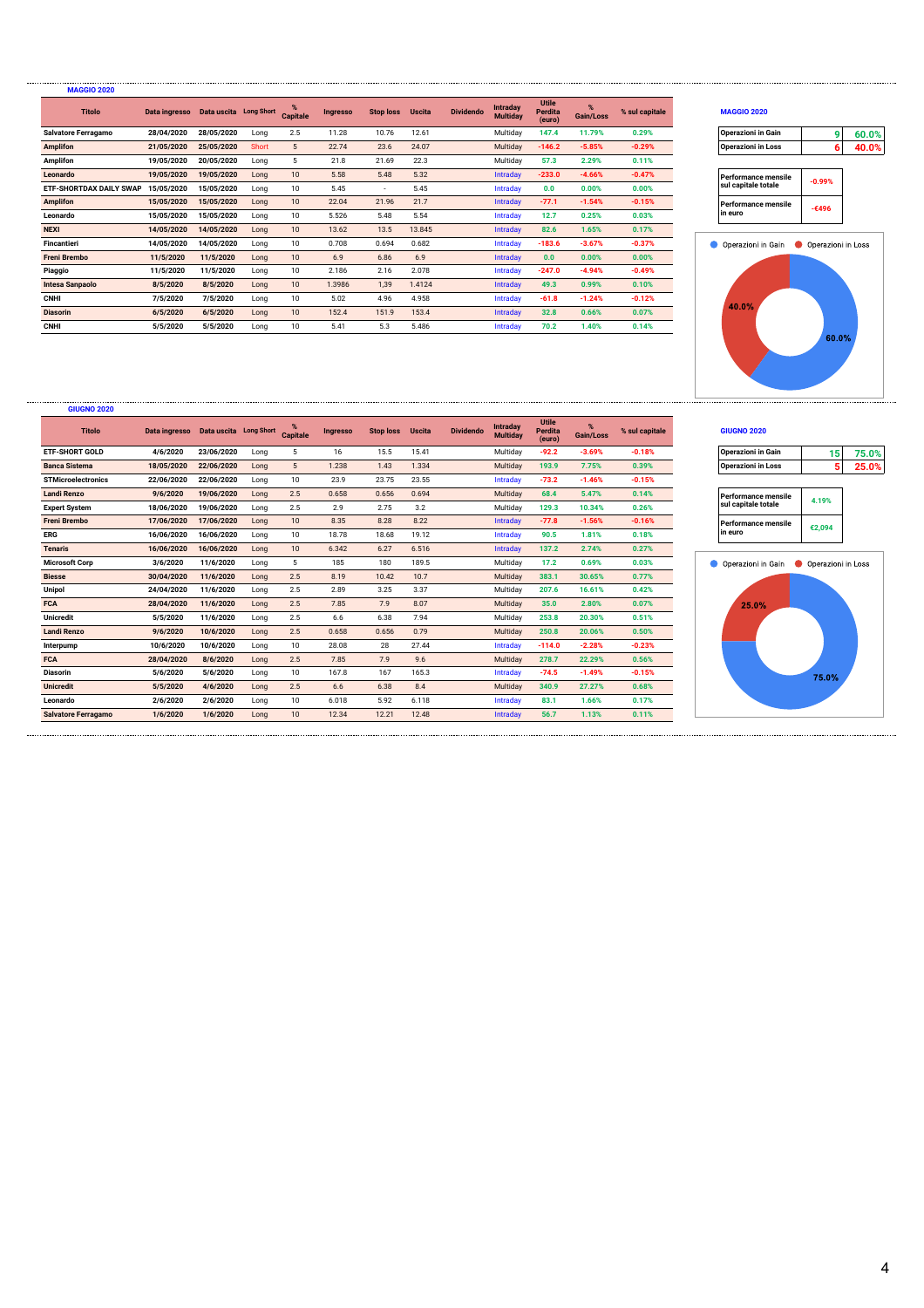**MAGGIO 2020**

| Titolo | Data ingresso | Data uscita | Long Short | % Capitale | Ingresso | Stop loss | Uscita | Dividendo | Intraday Multiday | Utile Perdita (euro) | % Gain/Loss | % sul capitale |
|---|---|---|---|---|---|---|---|---|---|---|---|---|
| Salvatore Ferragamo | 28/04/2020 | 28/05/2020 | Long | 2.5 | 11.28 | 10.76 | 12.61 | | Multiday | 147.4 | 11.79% | 0.29% |
| Amplifon | 21/05/2020 | 25/05/2020 | Short | 5 | 22.74 | 23.6 | 24.07 | | Multiday | -146.2 | -5.85% | -0.29% |
| Amplifon | 19/05/2020 | 20/05/2020 | Long | 5 | 21.8 | 21.69 | 22.3 | | Multiday | 57.3 | 2.29% | 0.11% |
| Leonardo | 19/05/2020 | 19/05/2020 | Long | 10 | 5.58 | 5.48 | 5.32 | | Intraday | -233.0 | -4.66% | -0.47% |
| ETF-SHORTDAX DAILY SWAP | 15/05/2020 | 15/05/2020 | Long | 10 | 5.45 | - | 5.45 | | Intraday | 0.0 | 0.00% | 0.00% |
| Amplifon | 15/05/2020 | 15/05/2020 | Long | 10 | 22.04 | 21.96 | 21.7 | | Intraday | -77.1 | -1.54% | -0.15% |
| Leonardo | 15/05/2020 | 15/05/2020 | Long | 10 | 5.526 | 5.48 | 5.54 | | Intraday | 12.7 | 0.25% | 0.03% |
| NEXI | 14/05/2020 | 14/05/2020 | Long | 10 | 13.62 | 13.5 | 13.845 | | Intraday | 82.6 | 1.65% | 0.17% |
| Fincantieri | 14/05/2020 | 14/05/2020 | Long | 10 | 0.708 | 0.694 | 0.682 | | Intraday | -183.6 | -3.67% | -0.37% |
| Freni Brembo | 11/5/2020 | 11/5/2020 | Long | 10 | 6.9 | 6.86 | 6.9 | | Intraday | 0.0 | 0.00% | 0.00% |
| Piaggio | 11/5/2020 | 11/5/2020 | Long | 10 | 2.186 | 2.16 | 2.078 | | Intraday | -247.0 | -4.94% | -0.49% |
| Intesa Sanpaolo | 8/5/2020 | 8/5/2020 | Long | 10 | 1.3986 | 1,39 | 1.4124 | | Intraday | 49.3 | 0.99% | 0.10% |
| CNHI | 7/5/2020 | 7/5/2020 | Long | 10 | 5.02 | 4.96 | 4.958 | | Intraday | -61.8 | -1.24% | -0.12% |
| Diasorin | 6/5/2020 | 6/5/2020 | Long | 10 | 152.4 | 151.9 | 153.4 | | Intraday | 32.8 | 0.66% | 0.07% |
| CNHI | 5/5/2020 | 5/5/2020 | Long | 10 | 5.41 | 5.3 | 5.486 | | Intraday | 70.2 | 1.40% | 0.14% |

**MAGGIO 2020**

| | | |
|---|---|---|
| Operazioni in Gain | 9 | 60.0% |
| Operazioni in Loss | 6 | 40.0% |

| | |
|---|---|
| Performance mensile sul capitale totale | -0.99% |
| Performance mensile in euro | -€496 |

Operazioni in Gain: 60.0% — Operazioni in Loss: 40.0%

**GIUGNO 2020**

| Titolo | Data ingresso | Data uscita | Long Short | % Capitale | Ingresso | Stop loss | Uscita | Dividendo | Intraday Multiday | Utile Perdita (euro) | % Gain/Loss | % sul capitale |
|---|---|---|---|---|---|---|---|---|---|---|---|---|
| ETF-SHORT GOLD | 4/6/2020 | 23/06/2020 | Long | 5 | 16 | 15.5 | 15.41 | | Multiday | -92.2 | -3.69% | -0.18% |
| Banca Sistema | 18/05/2020 | 22/06/2020 | Long | 5 | 1.238 | 1.43 | 1.334 | | Multiday | 193.9 | 7.75% | 0.39% |
| STMicroelectronics | 22/06/2020 | 22/06/2020 | Long | 10 | 23.9 | 23.75 | 23.55 | | Intraday | -73.2 | -1.46% | -0.15% |
| Landi Renzo | 9/6/2020 | 19/06/2020 | Long | 2.5 | 0.658 | 0.656 | 0.694 | | Multiday | 68.4 | 5.47% | 0.14% |
| Expert System | 18/06/2020 | 19/06/2020 | Long | 2.5 | 2.9 | 2.75 | 3.2 | | Multiday | 129.3 | 10.34% | 0.26% |
| Freni Brembo | 17/06/2020 | 17/06/2020 | Long | 10 | 8.35 | 8.28 | 8.22 | | Intraday | -77.8 | -1.56% | -0.16% |
| ERG | 16/06/2020 | 16/06/2020 | Long | 10 | 18.78 | 18.68 | 19.12 | | Intraday | 90.5 | 1.81% | 0.18% |
| Tenaris | 16/06/2020 | 16/06/2020 | Long | 10 | 6.342 | 6.27 | 6.516 | | Intraday | 137.2 | 2.74% | 0.27% |
| Microsoft Corp | 3/6/2020 | 11/6/2020 | Long | 5 | 185 | 180 | 189.5 | | Multiday | 17.2 | 0.69% | 0.03% |
| Biesse | 30/04/2020 | 11/6/2020 | Long | 2.5 | 8.19 | 10.42 | 10.7 | | Multiday | 383.1 | 30.65% | 0.77% |
| Unipol | 24/04/2020 | 11/6/2020 | Long | 2.5 | 2.89 | 3.25 | 3.37 | | Multiday | 207.6 | 16.61% | 0.42% |
| FCA | 28/04/2020 | 11/6/2020 | Long | 2.5 | 7.85 | 7.9 | 8.07 | | Multiday | 35.0 | 2.80% | 0.07% |
| Unicredit | 5/5/2020 | 11/6/2020 | Long | 2.5 | 6.6 | 6.38 | 7.94 | | Multiday | 253.8 | 20.30% | 0.51% |
| Landi Renzo | 9/6/2020 | 10/6/2020 | Long | 2.5 | 0.658 | 0.656 | 0.79 | | Multiday | 250.8 | 20.06% | 0.50% |
| Interpump | 10/6/2020 | 10/6/2020 | Long | 10 | 28.08 | 28 | 27.44 | | Intraday | -114.0 | -2.28% | -0.23% |
| FCA | 28/04/2020 | 8/6/2020 | Long | 2.5 | 7.85 | 7.9 | 9.6 | | Multiday | 278.7 | 22.29% | 0.56% |
| Diasorin | 5/6/2020 | 5/6/2020 | Long | 10 | 167.8 | 167 | 165.3 | | Intraday | -74.5 | -1.49% | -0.15% |
| Unicredit | 5/5/2020 | 4/6/2020 | Long | 2.5 | 6.6 | 6.38 | 8.4 | | Multiday | 340.9 | 27.27% | 0.68% |
| Leonardo | 2/6/2020 | 2/6/2020 | Long | 10 | 6.018 | 5.92 | 6.118 | | Intraday | 83.1 | 1.66% | 0.17% |
| Salvatore Ferragamo | 1/6/2020 | 1/6/2020 | Long | 10 | 12.34 | 12.21 | 12.48 | | Intraday | 56.7 | 1.13% | 0.11% |

**GIUGNO 2020**

| | | |
|---|---|---|
| Operazioni in Gain | 15 | 75.0% |
| Operazioni in Loss | 5 | 25.0% |

| | |
|---|---|
| Performance mensile sul capitale totale | 4.19% |
| Performance mensile in euro | €2,094 |

Operazioni in Gain: 75.0% — Operazioni in Loss: 25.0%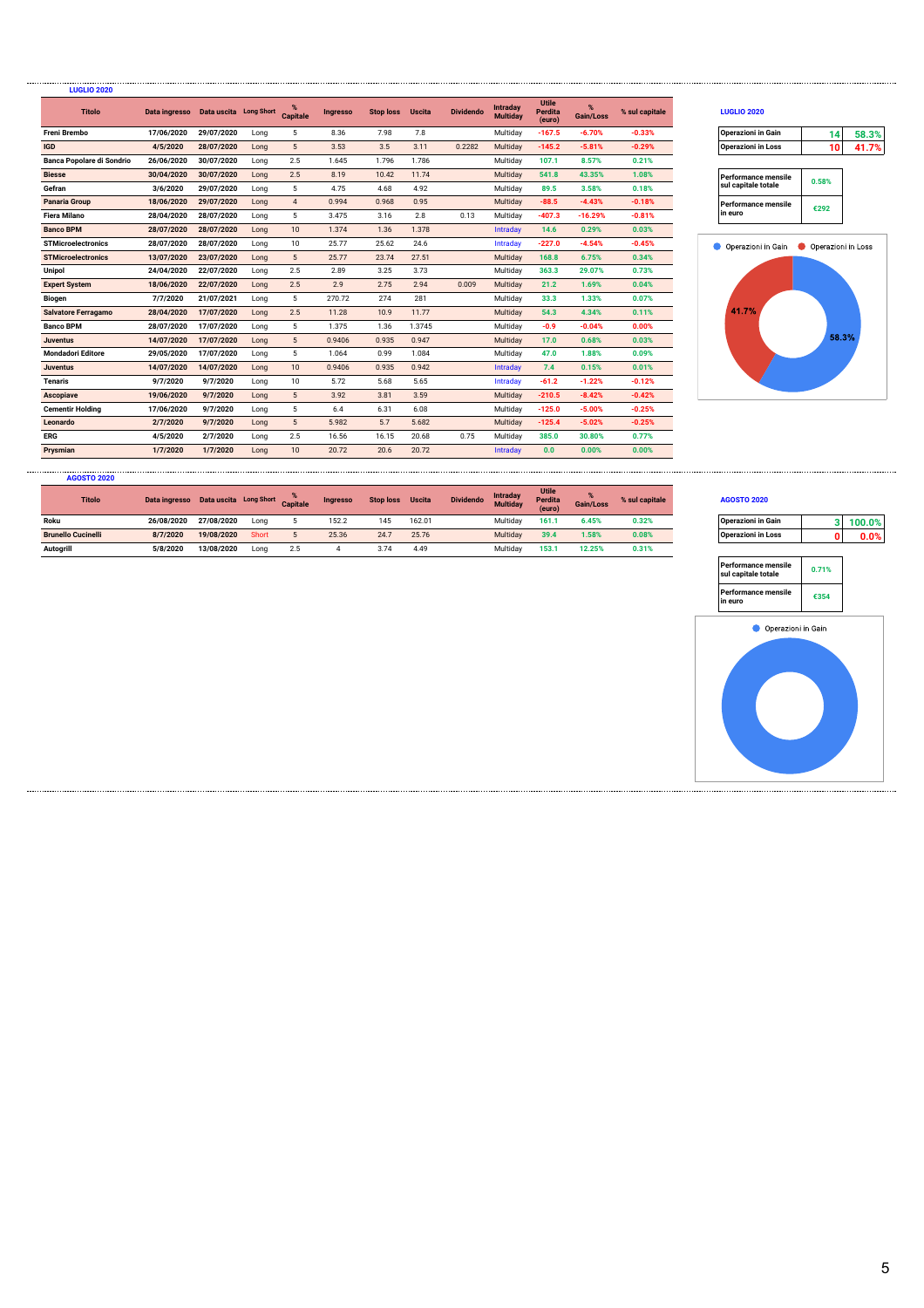## LUGLIO 2020

| Titolo | Data ingresso | Data uscita | Long Short | % Capitale | Ingresso | Stop loss | Uscita | Dividendo | Intraday Multiday | Utile Perdita (euro) | % Gain/Loss | % sul capitale |
|---|---|---|---|---|---|---|---|---|---|---|---|---|
| Freni Brembo | 17/06/2020 | 29/07/2020 | Long | 5 | 8.36 | 7.98 | 7.8 | | Multiday | -167.5 | -6.70% | -0.33% |
| IGD | 4/5/2020 | 28/07/2020 | Long | 5 | 3.53 | 3.5 | 3.11 | 0.2282 | Multiday | -145.2 | -5.81% | -0.29% |
| Banca Popolare di Sondrio | 26/06/2020 | 30/07/2020 | Long | 2.5 | 1.645 | 1.796 | 1.786 | | Multiday | 107.1 | 8.57% | 0.21% |
| Biesse | 30/04/2020 | 30/07/2020 | Long | 2.5 | 8.19 | 10.42 | 11.74 | | Multiday | 541.8 | 43.35% | 1.08% |
| Gefran | 3/6/2020 | 29/07/2020 | Long | 5 | 4.75 | 4.68 | 4.92 | | Multiday | 89.5 | 3.58% | 0.18% |
| Panaria Group | 18/06/2020 | 29/07/2020 | Long | 4 | 0.994 | 0.968 | 0.95 | | Multiday | -88.5 | -4.43% | -0.18% |
| Fiera Milano | 28/04/2020 | 28/07/2020 | Long | 5 | 3.475 | 3.16 | 2.8 | 0.13 | Multiday | -407.3 | -16.29% | -0.81% |
| Banco BPM | 28/07/2020 | 28/07/2020 | Long | 10 | 1.374 | 1.36 | 1.378 | | Intraday | 14.6 | 0.29% | 0.03% |
| STMicroelectronics | 28/07/2020 | 28/07/2020 | Long | 10 | 25.77 | 25.62 | 24.6 | | Intraday | -227.0 | -4.54% | -0.45% |
| STMicroelectronics | 13/07/2020 | 23/07/2020 | Long | 5 | 25.77 | 23.74 | 27.51 | | Multiday | 168.8 | 6.75% | 0.34% |
| Unipol | 24/04/2020 | 22/07/2020 | Long | 2.5 | 2.89 | 3.25 | 3.73 | | Multiday | 363.3 | 29.07% | 0.73% |
| Expert System | 18/06/2020 | 22/07/2020 | Long | 2.5 | 2.9 | 2.75 | 2.94 | 0.009 | Multiday | 21.2 | 1.69% | 0.04% |
| Biogen | 7/7/2020 | 21/07/2021 | Long | 5 | 270.72 | 274 | 281 | | Multiday | 33.3 | 1.33% | 0.07% |
| Salvatore Ferragamo | 28/04/2020 | 17/07/2020 | Long | 2.5 | 11.28 | 10.9 | 11.77 | | Multiday | 54.3 | 4.34% | 0.11% |
| Banco BPM | 28/07/2020 | 17/07/2020 | Long | 5 | 1.375 | 1.36 | 1.3745 | | Multiday | -0.9 | -0.04% | 0.00% |
| Juventus | 14/07/2020 | 17/07/2020 | Long | 5 | 0.9406 | 0.935 | 0.947 | | Multiday | 17.0 | 0.68% | 0.03% |
| Mondadori Editore | 29/05/2020 | 17/07/2020 | Long | 5 | 1.064 | 0.99 | 1.084 | | Multiday | 47.0 | 1.88% | 0.09% |
| Juventus | 14/07/2020 | 14/07/2020 | Long | 10 | 0.9406 | 0.935 | 0.942 | | Intraday | 7.4 | 0.15% | 0.01% |
| Tenaris | 9/7/2020 | 9/7/2020 | Long | 10 | 5.72 | 5.68 | 5.65 | | Intraday | -61.2 | -1.22% | -0.12% |
| Ascopiave | 19/06/2020 | 9/7/2020 | Long | 5 | 3.92 | 3.81 | 3.59 | | Multiday | -210.5 | -8.42% | -0.42% |
| Cementir Holding | 17/06/2020 | 9/7/2020 | Long | 5 | 6.4 | 6.31 | 6.08 | | Multiday | -125.0 | -5.00% | -0.25% |
| Leonardo | 2/7/2020 | 9/7/2020 | Long | 5 | 5.982 | 5.7 | 5.682 | | Multiday | -125.4 | -5.02% | -0.25% |
| ERG | 4/5/2020 | 2/7/2020 | Long | 2.5 | 16.56 | 16.15 | 20.68 | 0.75 | Multiday | 385.0 | 30.80% | 0.77% |
| Prysmian | 1/7/2020 | 1/7/2020 | Long | 10 | 20.72 | 20.6 | 20.72 | | Intraday | 0.0 | 0.00% | 0.00% |

**LUGLIO 2020**

| | | |
|---|---|---|
| Operazioni in Gain | 14 | 58.3% |
| Operazioni in Loss | 10 | 41.7% |

| | |
|---|---|
| Performance mensile sul capitale totale | 0.58% |
| Performance mensile in euro | €292 |

Operazioni in Gain: 58.3% — Operazioni in Loss: 41.7%

## AGOSTO 2020

| Titolo | Data ingresso | Data uscita | Long Short | % Capitale | Ingresso | Stop loss | Uscita | Dividendo | Intraday Multiday | Utile Perdita (euro) | % Gain/Loss | % sul capitale |
|---|---|---|---|---|---|---|---|---|---|---|---|---|
| Roku | 26/08/2020 | 27/08/2020 | Long | 5 | 152.2 | 145 | 162.01 | | Multiday | 161.1 | 6.45% | 0.32% |
| Brunello Cucinelli | 8/7/2020 | 19/08/2020 | Short | 5 | 25.36 | 24.7 | 25.76 | | Multiday | 39.4 | 1.58% | 0.08% |
| Autogrill | 5/8/2020 | 13/08/2020 | Long | 2.5 | 4 | 3.74 | 4.49 | | Multiday | 153.1 | 12.25% | 0.31% |

**AGOSTO 2020**

| | | |
|---|---|---|
| Operazioni in Gain | 3 | 100.0% |
| Operazioni in Loss | 0 | 0.0% |

| | |
|---|---|
| Performance mensile sul capitale totale | 0.71% |
| Performance mensile in euro | €354 |

Operazioni in Gain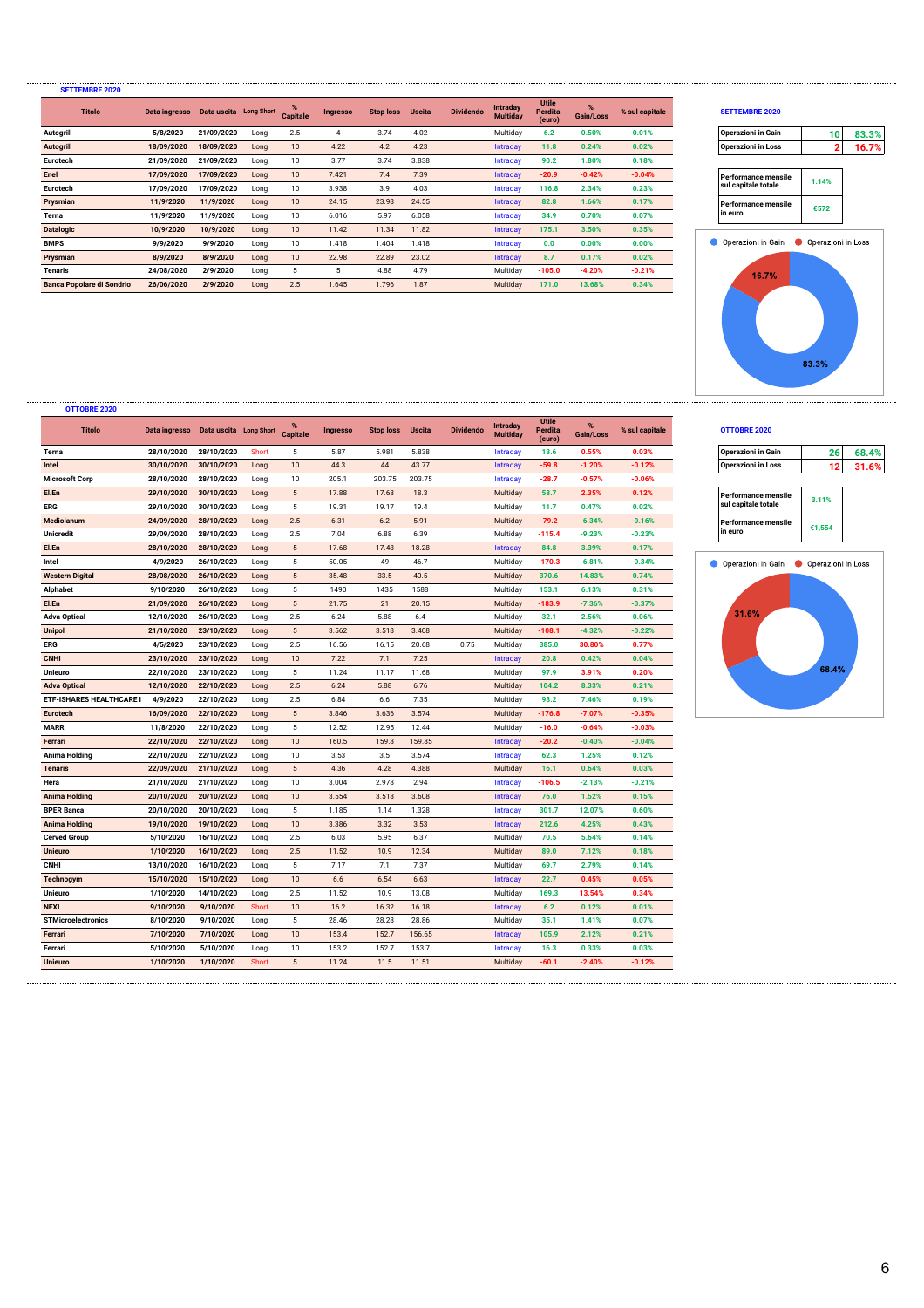## SETTEMBRE 2020

| Titolo | Data ingresso | Data uscita | Long Short | % Capitale | Ingresso | Stop loss | Uscita | Dividendo | Intraday Multiday | Utile Perdita (euro) | % Gain/Loss | % sul capitale |
|---|---|---|---|---|---|---|---|---|---|---|---|---|
| Autogrill | 5/8/2020 | 21/09/2020 | Long | 2.5 | 4 | 3.74 | 4.02 | | Multiday | 6.2 | 0.50% | 0.01% |
| Autogrill | 18/09/2020 | 18/09/2020 | Long | 10 | 4.22 | 4.2 | 4.23 | | Intraday | 11.8 | 0.24% | 0.02% |
| Eurotech | 21/09/2020 | 21/09/2020 | Long | 10 | 3.77 | 3.74 | 3.838 | | Intraday | 90.2 | 1.80% | 0.18% |
| Enel | 17/09/2020 | 17/09/2020 | Long | 10 | 7.421 | 7.4 | 7.39 | | Intraday | -20.9 | -0.42% | -0.04% |
| Eurotech | 17/09/2020 | 17/09/2020 | Long | 10 | 3.938 | 3.9 | 4.03 | | Intraday | 116.8 | 2.34% | 0.23% |
| Prysmian | 11/9/2020 | 11/9/2020 | Long | 10 | 24.15 | 23.98 | 24.55 | | Intraday | 82.8 | 1.66% | 0.17% |
| Terna | 11/9/2020 | 11/9/2020 | Long | 10 | 6.016 | 5.97 | 6.058 | | Intraday | 34.9 | 0.70% | 0.07% |
| Datalogic | 10/9/2020 | 10/9/2020 | Long | 10 | 11.42 | 11.34 | 11.82 | | Intraday | 175.1 | 3.50% | 0.35% |
| BMPS | 9/9/2020 | 9/9/2020 | Long | 10 | 1.418 | 1.404 | 1.418 | | Intraday | 0.0 | 0.00% | 0.00% |
| Prysmian | 8/9/2020 | 8/9/2020 | Long | 10 | 22.98 | 22.89 | 23.02 | | Intraday | 8.7 | 0.17% | 0.02% |
| Tenaris | 24/08/2020 | 2/9/2020 | Long | 5 | 5 | 4.88 | 4.79 | | Multiday | -105.0 | -4.20% | -0.21% |
| Banca Popolare di Sondrio | 26/06/2020 | 2/9/2020 | Long | 2.5 | 1.645 | 1.796 | 1.87 | | Multiday | 171.0 | 13.68% | 0.34% |

### SETTEMBRE 2020

| | | |
|---|---|---|
| Operazioni in Gain | 10 | 83.3% |
| Operazioni in Loss | 2 | 16.7% |

| | |
|---|---|
| Performance mensile sul capitale totale | 1.14% |
| Performance mensile in euro | €572 |

Operazioni in Gain: 83.3% — Operazioni in Loss: 16.7%

## OTTOBRE 2020

| Titolo | Data ingresso | Data uscita | Long Short | % Capitale | Ingresso | Stop loss | Uscita | Dividendo | Intraday Multiday | Utile Perdita (euro) | % Gain/Loss | % sul capitale |
|---|---|---|---|---|---|---|---|---|---|---|---|---|
| Terna | 28/10/2020 | 28/10/2020 | Short | 5 | 5.87 | 5.981 | 5.838 | | Intraday | 13.6 | 0.55% | 0.03% |
| Intel | 30/10/2020 | 30/10/2020 | Long | 10 | 44.3 | 44 | 43.77 | | Intraday | -59.8 | -1.20% | -0.12% |
| Microsoft Corp | 28/10/2020 | 28/10/2020 | Long | 10 | 205.1 | 203.75 | 203.75 | | Intraday | -28.7 | -0.57% | -0.06% |
| El.En | 29/10/2020 | 30/10/2020 | Long | 5 | 17.88 | 17.68 | 18.3 | | Multiday | 58.7 | 2.35% | 0.12% |
| ERG | 29/10/2020 | 30/10/2020 | Long | 5 | 19.31 | 19.17 | 19.4 | | Multiday | 11.7 | 0.47% | 0.02% |
| Mediolanum | 24/09/2020 | 28/10/2020 | Long | 2.5 | 6.31 | 6.2 | 5.91 | | Multiday | -79.2 | -6.34% | -0.16% |
| Unicredit | 29/09/2020 | 28/10/2020 | Long | 2.5 | 7.04 | 6.88 | 6.39 | | Multiday | -115.4 | -9.23% | -0.23% |
| El.En | 28/10/2020 | 28/10/2020 | Long | 5 | 17.68 | 17.48 | 18.28 | | Intraday | 84.8 | 3.39% | 0.17% |
| Intel | 4/9/2020 | 26/10/2020 | Long | 5 | 50.05 | 49 | 46.7 | | Multiday | -170.3 | -6.81% | -0.34% |
| Western Digital | 28/08/2020 | 26/10/2020 | Long | 5 | 35.48 | 33.5 | 40.5 | | Multiday | 370.6 | 14.83% | 0.74% |
| Alphabet | 9/10/2020 | 26/10/2020 | Long | 5 | 1490 | 1435 | 1588 | | Multiday | 153.1 | 6.13% | 0.31% |
| El.En | 21/09/2020 | 26/10/2020 | Long | 5 | 21.75 | 21 | 20.15 | | Multiday | -183.9 | -7.36% | -0.37% |
| Adva Optical | 12/10/2020 | 26/10/2020 | Long | 2.5 | 6.24 | 5.88 | 6.4 | | Multiday | 32.1 | 2.56% | 0.06% |
| Unipol | 21/10/2020 | 23/10/2020 | Long | 5 | 3.562 | 3.518 | 3.408 | | Multiday | -108.1 | -4.32% | -0.22% |
| ERG | 4/5/2020 | 23/10/2020 | Long | 2.5 | 16.56 | 16.15 | 20.68 | 0.75 | Multiday | 385.0 | 30.80% | 0.77% |
| CNHI | 23/10/2020 | 23/10/2020 | Long | 10 | 7.22 | 7.1 | 7.25 | | Intraday | 20.8 | 0.42% | 0.04% |
| Unieuro | 22/10/2020 | 23/10/2020 | Long | 5 | 11.24 | 11.17 | 11.68 | | Multiday | 97.9 | 3.91% | 0.20% |
| Adva Optical | 12/10/2020 | 22/10/2020 | Long | 2.5 | 6.24 | 5.88 | 6.76 | | Multiday | 104.2 | 8.33% | 0.21% |
| ETF-ISHARES HEALTHCARE I | 4/9/2020 | 22/10/2020 | Long | 2.5 | 6.84 | 6.6 | 7.35 | | Multiday | 93.2 | 7.46% | 0.19% |
| Eurotech | 16/09/2020 | 22/10/2020 | Long | 5 | 3.846 | 3.636 | 3.574 | | Multiday | -176.8 | -7.07% | -0.35% |
| MARR | 11/8/2020 | 22/10/2020 | Long | 5 | 12.52 | 12.95 | 12.44 | | Multiday | -16.0 | -0.64% | -0.03% |
| Ferrari | 22/10/2020 | 22/10/2020 | Long | 10 | 160.5 | 159.8 | 159.85 | | Intraday | -20.2 | -0.40% | -0.04% |
| Anima Holding | 22/10/2020 | 22/10/2020 | Long | 10 | 3.53 | 3.5 | 3.574 | | Intraday | 62.3 | 1.25% | 0.12% |
| Tenaris | 22/09/2020 | 21/10/2020 | Long | 5 | 4.36 | 4.28 | 4.388 | | Multiday | 16.1 | 0.64% | 0.03% |
| Hera | 21/10/2020 | 21/10/2020 | Long | 10 | 3.004 | 2.978 | 2.94 | | Intraday | -106.5 | -2.13% | -0.21% |
| Anima Holding | 20/10/2020 | 20/10/2020 | Long | 10 | 3.554 | 3.518 | 3.608 | | Intraday | 76.0 | 1.52% | 0.15% |
| BPER Banca | 20/10/2020 | 20/10/2020 | Long | 5 | 1.185 | 1.14 | 1.328 | | Intraday | 301.7 | 12.07% | 0.60% |
| Anima Holding | 19/10/2020 | 19/10/2020 | Long | 10 | 3.386 | 3.32 | 3.53 | | Intraday | 212.6 | 4.25% | 0.43% |
| Cerved Group | 5/10/2020 | 16/10/2020 | Long | 2.5 | 6.03 | 5.95 | 6.37 | | Multiday | 70.5 | 5.64% | 0.14% |
| Unieuro | 1/10/2020 | 16/10/2020 | Long | 2.5 | 11.52 | 10.9 | 12.34 | | Multiday | 89.0 | 7.12% | 0.18% |
| CNHI | 13/10/2020 | 16/10/2020 | Long | 5 | 7.17 | 7.1 | 7.37 | | Multiday | 69.7 | 2.79% | 0.14% |
| Technogym | 15/10/2020 | 15/10/2020 | Long | 10 | 6.6 | 6.54 | 6.63 | | Intraday | 22.7 | 0.45% | 0.05% |
| Unieuro | 1/10/2020 | 14/10/2020 | Long | 2.5 | 11.52 | 10.9 | 13.08 | | Multiday | 169.3 | 13.54% | 0.34% |
| NEXI | 9/10/2020 | 9/10/2020 | Short | 10 | 16.2 | 16.32 | 16.18 | | Intraday | 6.2 | 0.12% | 0.01% |
| STMicroelectronics | 8/10/2020 | 9/10/2020 | Long | 5 | 28.46 | 28.28 | 28.86 | | Multiday | 35.1 | 1.41% | 0.07% |
| Ferrari | 7/10/2020 | 7/10/2020 | Long | 10 | 153.4 | 152.7 | 156.65 | | Intraday | 105.9 | 2.12% | 0.21% |
| Ferrari | 5/10/2020 | 5/10/2020 | Long | 10 | 153.2 | 152.7 | 153.7 | | Intraday | 16.3 | 0.33% | 0.03% |
| Unieuro | 1/10/2020 | 1/10/2020 | Short | 5 | 11.24 | 11.5 | 11.51 | | Multiday | -60.1 | -2.40% | -0.12% |

### OTTOBRE 2020

| | | |
|---|---|---|
| Operazioni in Gain | 26 | 68.4% |
| Operazioni in Loss | 12 | 31.6% |

| | |
|---|---|
| Performance mensile sul capitale totale | 3.11% |
| Performance mensile in euro | €1,554 |

Operazioni in Gain: 68.4% — Operazioni in Loss: 31.6%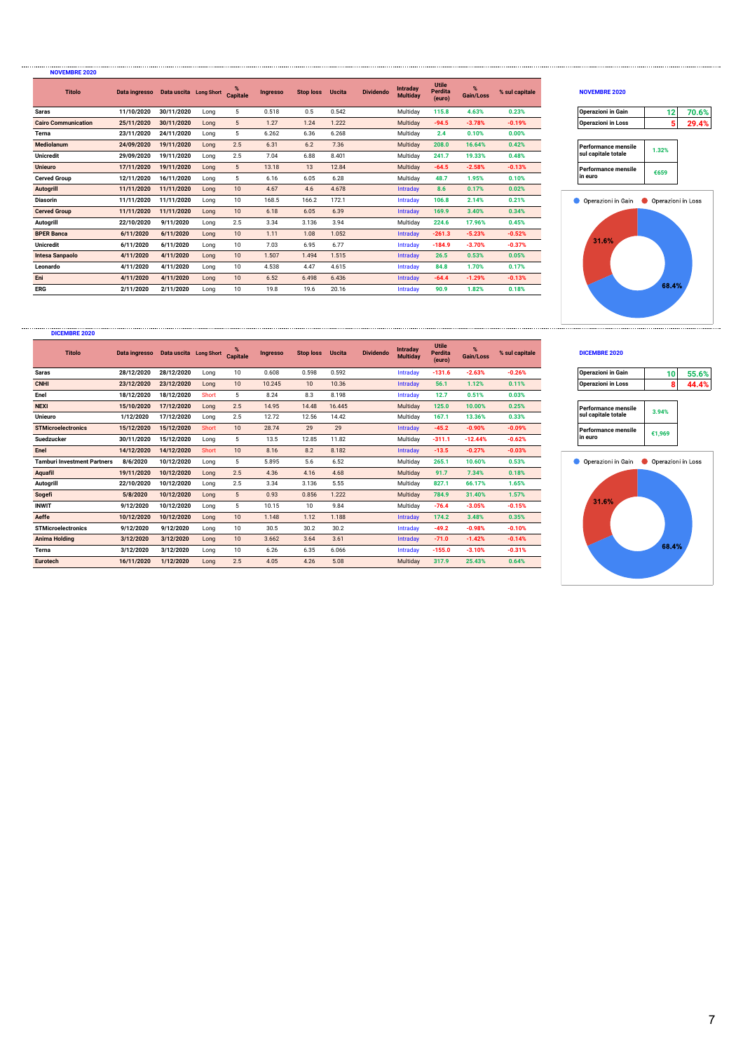## NOVEMBRE 2020

| Titolo | Data ingresso | Data uscita | Long Short | % Capitale | Ingresso | Stop loss | Uscita | Dividendo | Intraday Multiday | Utile Perdita (euro) | % Gain/Loss | % sul capitale |
|---|---|---|---|---|---|---|---|---|---|---|---|---|
| Saras | 11/10/2020 | 30/11/2020 | Long | 5 | 0.518 | 0.5 | 0.542 | | Multiday | 115.8 | 4.63% | 0.23% |
| Cairo Communication | 25/11/2020 | 30/11/2020 | Long | 5 | 1.27 | 1.24 | 1.222 | | Multiday | -94.5 | -3.78% | -0.19% |
| Terna | 23/11/2020 | 24/11/2020 | Long | 5 | 6.262 | 6.36 | 6.268 | | Multiday | 2.4 | 0.10% | 0.00% |
| Mediolanum | 24/09/2020 | 19/11/2020 | Long | 2.5 | 6.31 | 6.2 | 7.36 | | Multiday | 208.0 | 16.64% | 0.42% |
| Unicredit | 29/09/2020 | 19/11/2020 | Long | 2.5 | 7.04 | 6.88 | 8.401 | | Multiday | 241.7 | 19.33% | 0.48% |
| Unieuro | 17/11/2020 | 19/11/2020 | Long | 5 | 13.18 | 13 | 12.84 | | Multiday | -64.5 | -2.58% | -0.13% |
| Cerved Group | 12/11/2020 | 16/11/2020 | Long | 5 | 6.16 | 6.05 | 6.28 | | Multiday | 48.7 | 1.95% | 0.10% |
| Autogrill | 11/11/2020 | 11/11/2020 | Long | 10 | 4.67 | 4.6 | 4.678 | | Intraday | 8.6 | 0.17% | 0.02% |
| Diasorin | 11/11/2020 | 11/11/2020 | Long | 10 | 168.5 | 166.2 | 172.1 | | Intraday | 106.8 | 2.14% | 0.21% |
| Cerved Group | 11/11/2020 | 11/11/2020 | Long | 10 | 6.18 | 6.05 | 6.39 | | Intraday | 169.9 | 3.40% | 0.34% |
| Autogrill | 22/10/2020 | 9/11/2020 | Long | 2.5 | 3.34 | 3.136 | 3.94 | | Multiday | 224.6 | 17.96% | 0.45% |
| BPER Banca | 6/11/2020 | 6/11/2020 | Long | 10 | 1.11 | 1.08 | 1.052 | | Intraday | -261.3 | -5.23% | -0.52% |
| Unicredit | 6/11/2020 | 6/11/2020 | Long | 10 | 7.03 | 6.95 | 6.77 | | Intraday | -184.9 | -3.70% | -0.37% |
| Intesa Sanpaolo | 4/11/2020 | 4/11/2020 | Long | 10 | 1.507 | 1.494 | 1.515 | | Intraday | 26.5 | 0.53% | 0.05% |
| Leonardo | 4/11/2020 | 4/11/2020 | Long | 10 | 4.538 | 4.47 | 4.615 | | Intraday | 84.8 | 1.70% | 0.17% |
| Eni | 4/11/2020 | 4/11/2020 | Long | 10 | 6.52 | 6.498 | 6.436 | | Intraday | -64.4 | -1.29% | -0.13% |
| ERG | 2/11/2020 | 2/11/2020 | Long | 10 | 19.8 | 19.6 | 20.16 | | Intraday | 90.9 | 1.82% | 0.18% |

**NOVEMBRE 2020**

| | | |
|---|---|---|
| Operazioni in Gain | 12 | 70.6% |
| Operazioni in Loss | 5 | 29.4% |

| | |
|---|---|
| Performance mensile sul capitale totale | 1.32% |
| Performance mensile in euro | €659 |

Operazioni in Gain: 68.4% — Operazioni in Loss: 31.6%

## DICEMBRE 2020

| Titolo | Data ingresso | Data uscita | Long Short | % Capitale | Ingresso | Stop loss | Uscita | Dividendo | Intraday Multiday | Utile Perdita (euro) | % Gain/Loss | % sul capitale |
|---|---|---|---|---|---|---|---|---|---|---|---|---|
| Saras | 28/12/2020 | 28/12/2020 | Long | 10 | 0.608 | 0.598 | 0.592 | | Intraday | -131.6 | -2.63% | -0.26% |
| CNHI | 23/12/2020 | 23/12/2020 | Long | 10 | 10.245 | 10 | 10.36 | | Intraday | 56.1 | 1.12% | 0.11% |
| Enel | 18/12/2020 | 18/12/2020 | Short | 5 | 8.24 | 8.3 | 8.198 | | Intraday | 12.7 | 0.51% | 0.03% |
| NEXI | 15/10/2020 | 17/12/2020 | Long | 2.5 | 14.95 | 14.48 | 16.445 | | Multiday | 125.0 | 10.00% | 0.25% |
| Unieuro | 1/12/2020 | 17/12/2020 | Long | 2.5 | 12.72 | 12.56 | 14.42 | | Multiday | 167.1 | 13.36% | 0.33% |
| STMicroelectronics | 15/12/2020 | 15/12/2020 | Short | 10 | 28.74 | 29 | 29 | | Intraday | -45.2 | -0.90% | -0.09% |
| Suedzucker | 30/11/2020 | 15/12/2020 | Long | 5 | 13.5 | 12.85 | 11.82 | | Multiday | -311.1 | -12.44% | -0.62% |
| Enel | 14/12/2020 | 14/12/2020 | Short | 10 | 8.16 | 8.2 | 8.182 | | Intraday | -13.5 | -0.27% | -0.03% |
| Tamburi Investment Partners | 8/6/2020 | 10/12/2020 | Long | 5 | 5.895 | 5.6 | 6.52 | | Multiday | 265.1 | 10.60% | 0.53% |
| Aquafil | 19/11/2020 | 10/12/2020 | Long | 2.5 | 4.36 | 4.16 | 4.68 | | Multiday | 91.7 | 7.34% | 0.18% |
| Autogrill | 22/10/2020 | 10/12/2020 | Long | 2.5 | 3.34 | 3.136 | 5.55 | | Multiday | 827.1 | 66.17% | 1.65% |
| Sogefi | 5/8/2020 | 10/12/2020 | Long | 5 | 0.93 | 0.856 | 1.222 | | Multiday | 784.9 | 31.40% | 1.57% |
| INWIT | 9/12/2020 | 10/12/2020 | Long | 5 | 10.15 | 10 | 9.84 | | Multiday | -76.4 | -3.05% | -0.15% |
| Aeffe | 10/12/2020 | 10/12/2020 | Long | 10 | 1.148 | 1.12 | 1.188 | | Intraday | 174.2 | 3.48% | 0.35% |
| STMicroelectronics | 9/12/2020 | 9/12/2020 | Long | 10 | 30.5 | 30.2 | 30.2 | | Intraday | -49.2 | -0.98% | -0.10% |
| Anima Holding | 3/12/2020 | 3/12/2020 | Long | 10 | 3.662 | 3.64 | 3.61 | | Intraday | -71.0 | -1.42% | -0.14% |
| Terna | 3/12/2020 | 3/12/2020 | Long | 10 | 6.26 | 6.35 | 6.066 | | Intraday | -155.0 | -3.10% | -0.31% |
| Eurotech | 16/11/2020 | 1/12/2020 | Long | 2.5 | 4.05 | 4.26 | 5.08 | | Multiday | 317.9 | 25.43% | 0.64% |

**DICEMBRE 2020**

| | | |
|---|---|---|
| Operazioni in Gain | 10 | 55.6% |
| Operazioni in Loss | 8 | 44.4% |

| | |
|---|---|
| Performance mensile sul capitale totale | 3.94% |
| Performance mensile in euro | €1,969 |

Operazioni in Gain: 68.4% — Operazioni in Loss: 31.6%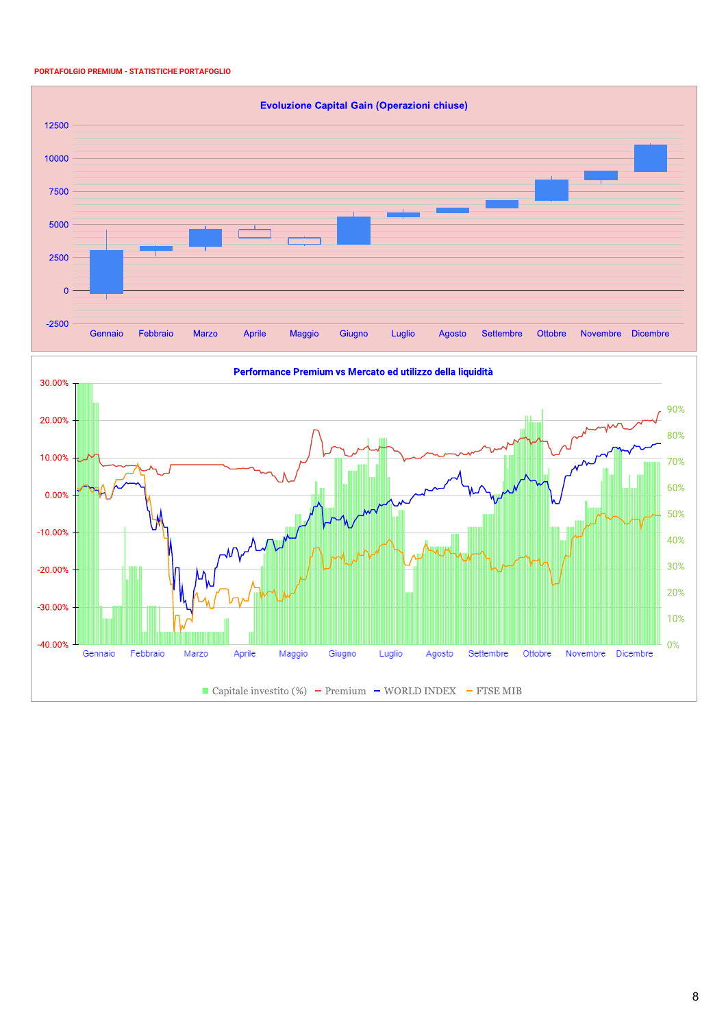PORTAFOLGIO PREMIUM - STATISTICHE PORTAFOGLIO

**Evoluzione Capital Gain (Operazioni chiuse)**

12500
10000
7500
5000
2500
0
-2500

Gennaio Febbraio Marzo Aprile Maggio Giugno Luglio Agosto Settembre Ottobre Novembre Dicembre

**Performance Premium vs Mercato ed utilizzo della liquidità**

30.00% 20.00% 10.00% 0.00% -10.00% -20.00% -30.00% -40.00%

90% 80% 70% 60% 50% 40% 30% 20% 10% 0%

Gennaio Febbraio Marzo Aprile Maggio Giugno Luglio Agosto Settembre Ottobre Novembre Dicembre

Capitale investito (%) — Premium — WORLD INDEX — FTSE MIB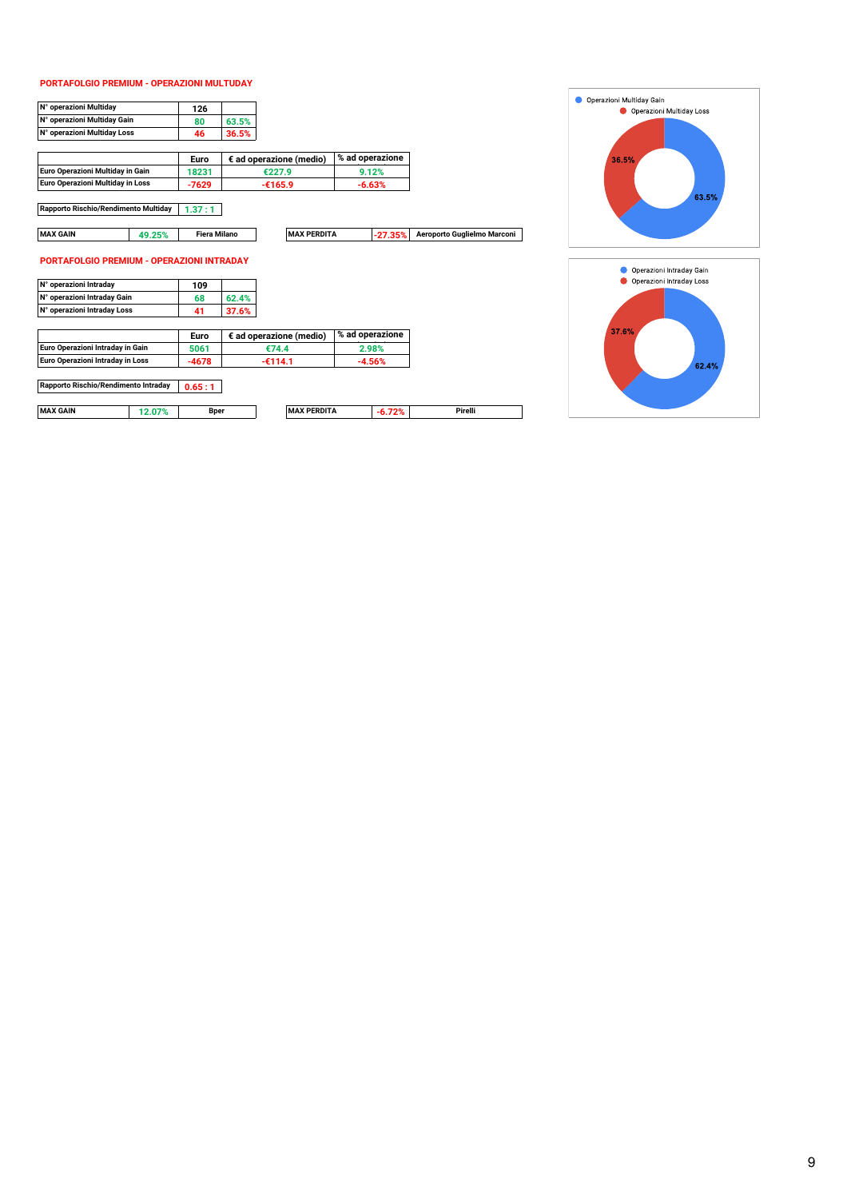## PORTAFOLGIO PREMIUM - OPERAZIONI MULTUDAY

| | | |
|---|---|---|
| N° operazioni Multiday | 126 | |
| N° operazioni Multiday Gain | 80 | 63.5% |
| N° operazioni Multiday Loss | 46 | 36.5% |

| | Euro | € ad operazione (medio) | % ad operazione |
|---|---|---|---|
| Euro Operazioni Multiday in Gain | 18231 | €227.9 | 9.12% |
| Euro Operazioni Multiday in Loss | -7629 | -€165.9 | -6.63% |

| | |
|---|---|
| Rapporto Rischio/Rendimento Multiday | 1.37 : 1 |

| | | |
|---|---|---|
| MAX GAIN | 49.25% | Fiera Milano |

| | | |
|---|---|---|
| MAX PERDITA | -27.35% | Aeroporto Guglielmo Marconi |

Operazioni Multiday Gain
Operazioni Multiday Loss
36.5%
63.5%

## PORTAFOLGIO PREMIUM - OPERAZIONI INTRADAY

| | | |
|---|---|---|
| N° operazioni Intraday | 109 | |
| N° operazioni Intraday Gain | 68 | 62.4% |
| N° operazioni Intraday Loss | 41 | 37.6% |

| | Euro | € ad operazione (medio) | % ad operazione |
|---|---|---|---|
| Euro Operazioni Intraday in Gain | 5061 | €74.4 | 2.98% |
| Euro Operazioni Intraday in Loss | -4678 | -€114.1 | -4.56% |

| | |
|---|---|
| Rapporto Rischio/Rendimento Intraday | 0.65 : 1 |

| | | |
|---|---|---|
| MAX GAIN | 12.07% | Bper |

| | | |
|---|---|---|
| MAX PERDITA | -6.72% | Pirelli |

Operazioni Intraday Gain
Operazioni Intraday Loss
37.6%
62.4%